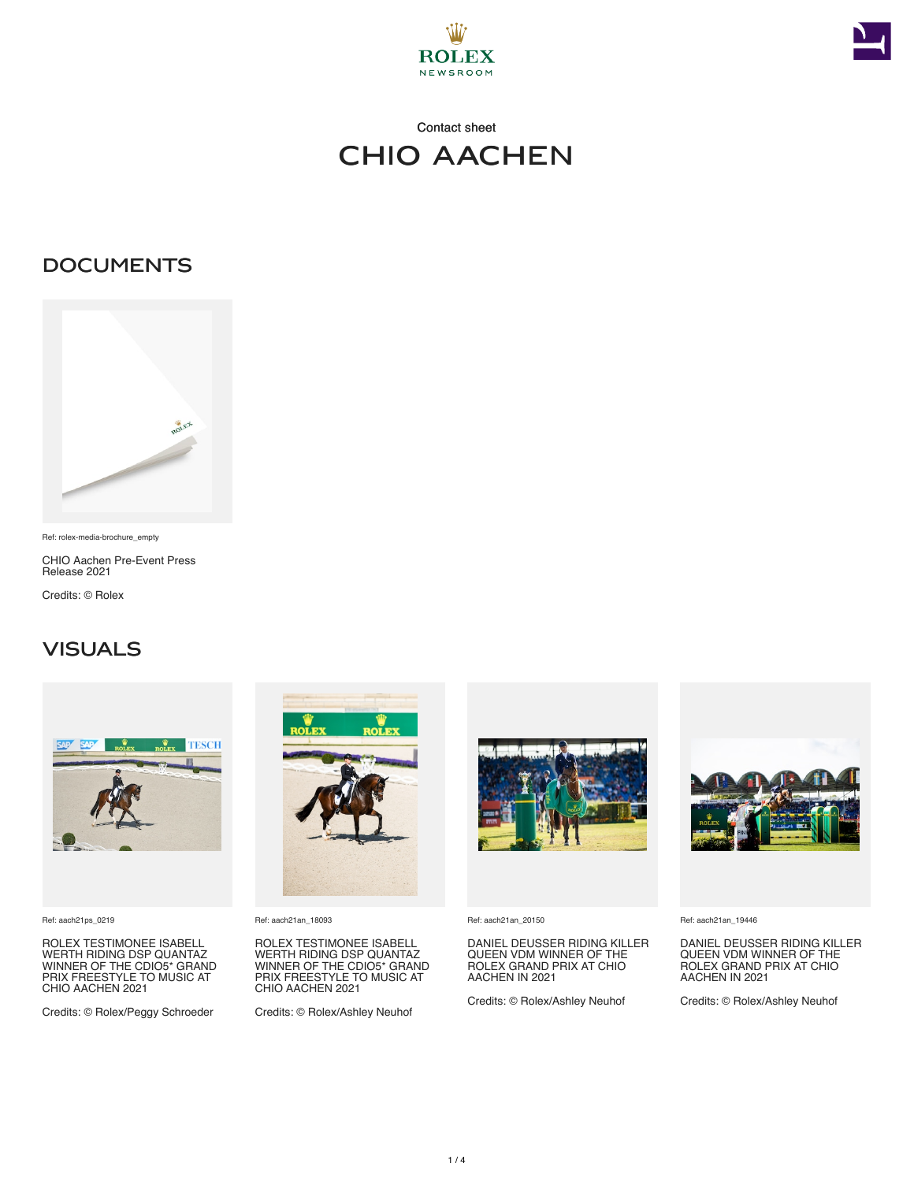Contact sheet

# CHIO AACHEN

## DOCUMENTS

Ref: rolex-media-brochure_empty

CHIO Aachen Pre-Event Press Release 2021

Credits: © Rolex

## VISUALS

Ref: aach21ps_0219

ROLEX TESTIMONEE ISABELL WERTH RIDING DSP QUANTAZ WINNER OF THE CDIO5* GRAND PRIX FREESTYLE TO MUSIC AT CHIO AACHEN 2021

Credits: © Rolex/Peggy Schroeder

Ref: aach21an_18093

ROLEX TESTIMONEE ISABELL WERTH RIDING DSP QUANTAZ WINNER OF THE CDIO5* GRAND PRIX FREESTYLE TO MUSIC AT CHIO AACHEN 2021

Credits: © Rolex/Ashley Neuhof

Ref: aach21an_20150

DANIEL DEUSSER RIDING KILLER QUEEN VDM WINNER OF THE ROLEX GRAND PRIX AT CHIO AACHEN IN 2021

Credits: © Rolex/Ashley Neuhof

Ref: aach21an_19446

DANIEL DEUSSER RIDING KILLER QUEEN VDM WINNER OF THE ROLEX GRAND PRIX AT CHIO AACHEN IN 2021

Credits: © Rolex/Ashley Neuhof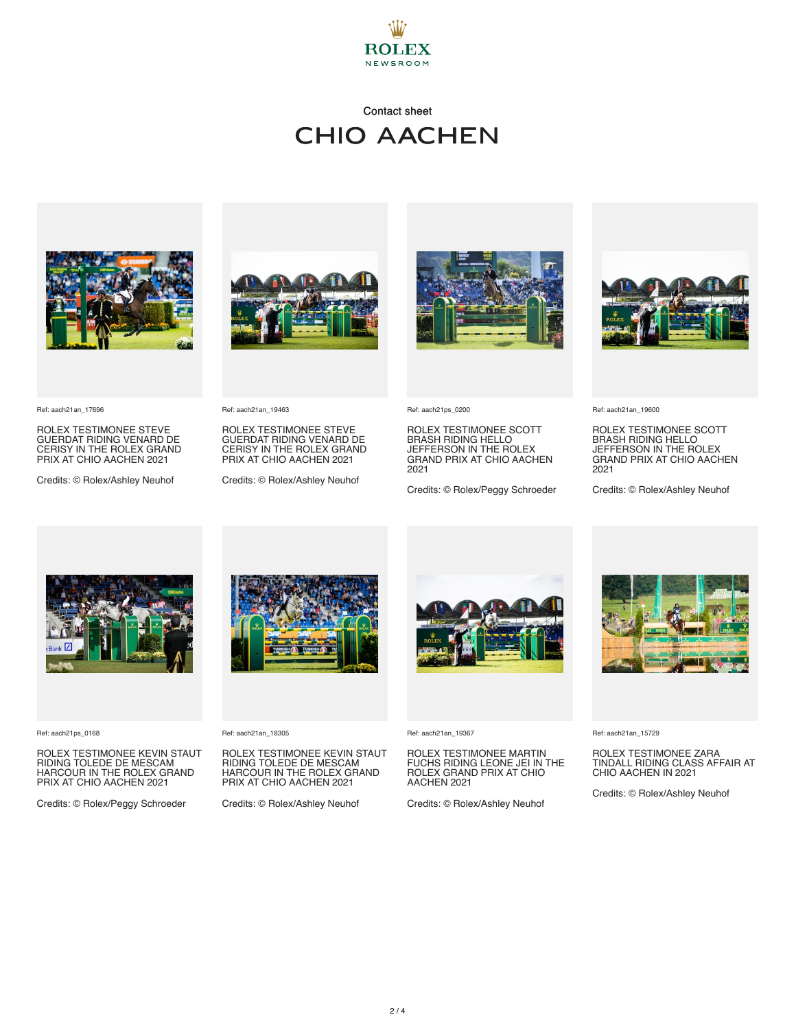Contact sheet

# CHIO AACHEN

Ref: aach21an_17696

ROLEX TESTIMONEE STEVE GUERDAT RIDING VENARD DE CERISY IN THE ROLEX GRAND PRIX AT CHIO AACHEN 2021

Credits: © Rolex/Ashley Neuhof

Ref: aach21an_19463

ROLEX TESTIMONEE STEVE GUERDAT RIDING VENARD DE CERISY IN THE ROLEX GRAND PRIX AT CHIO AACHEN 2021

Credits: © Rolex/Ashley Neuhof

Ref: aach21ps_0200

ROLEX TESTIMONEE SCOTT BRASH RIDING HELLO JEFFERSON IN THE ROLEX GRAND PRIX AT CHIO AACHEN 2021

Credits: © Rolex/Peggy Schroeder

Ref: aach21an_19600

ROLEX TESTIMONEE SCOTT BRASH RIDING HELLO JEFFERSON IN THE ROLEX GRAND PRIX AT CHIO AACHEN 2021

Credits: © Rolex/Ashley Neuhof

Ref: aach21ps_0168

ROLEX TESTIMONEE KEVIN STAUT RIDING TOLEDE DE MESCAM HARCOUR IN THE ROLEX GRAND PRIX AT CHIO AACHEN 2021

Credits: © Rolex/Peggy Schroeder

Ref: aach21an_18305

ROLEX TESTIMONEE KEVIN STAUT RIDING TOLEDE DE MESCAM HARCOUR IN THE ROLEX GRAND PRIX AT CHIO AACHEN 2021

Credits: © Rolex/Ashley Neuhof

Ref: aach21an_19367

ROLEX TESTIMONEE MARTIN FUCHS RIDING LEONE JEI IN THE ROLEX GRAND PRIX AT CHIO AACHEN 2021

Credits: © Rolex/Ashley Neuhof

Ref: aach21an_15729

ROLEX TESTIMONEE ZARA TINDALL RIDING CLASS AFFAIR AT CHIO AACHEN IN 2021

Credits: © Rolex/Ashley Neuhof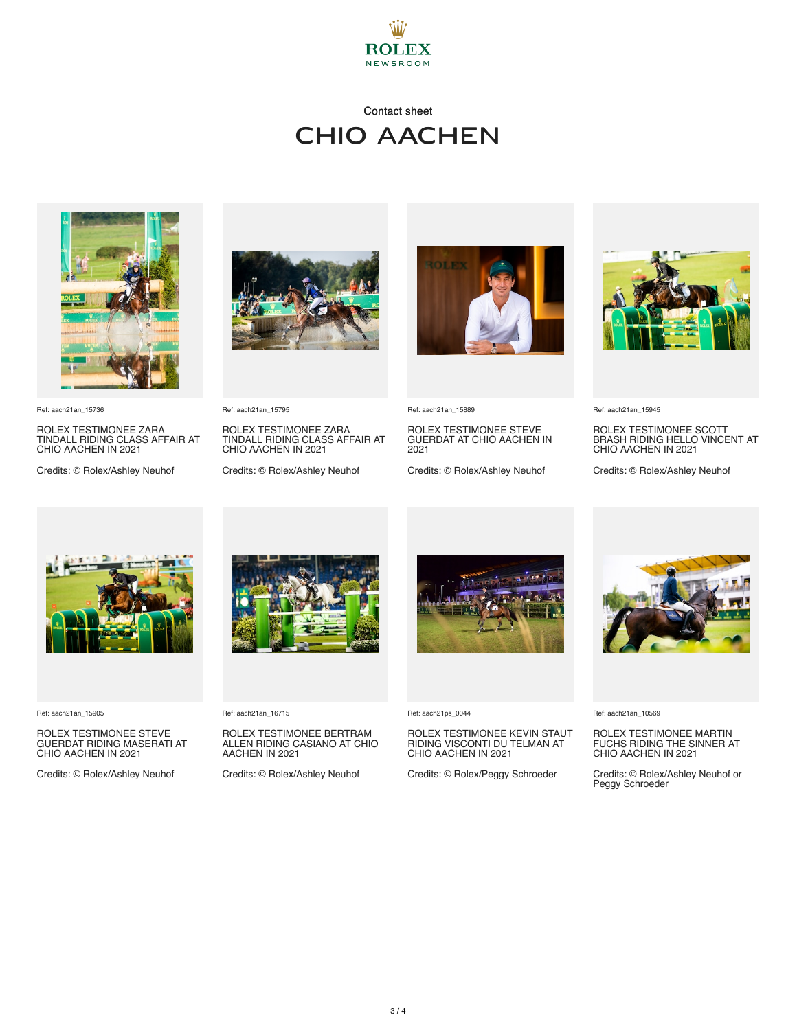ROLEX
NEWSROOM

Contact sheet

# CHIO AACHEN

Ref: aach21an_15736

ROLEX TESTIMONEE ZARA TINDALL RIDING CLASS AFFAIR AT CHIO AACHEN IN 2021

Credits: © Rolex/Ashley Neuhof

Ref: aach21an_15795

ROLEX TESTIMONEE ZARA TINDALL RIDING CLASS AFFAIR AT CHIO AACHEN IN 2021

Credits: © Rolex/Ashley Neuhof

Ref: aach21an_15889

ROLEX TESTIMONEE STEVE GUERDAT AT CHIO AACHEN IN 2021

Credits: © Rolex/Ashley Neuhof

Ref: aach21an_15945

ROLEX TESTIMONEE SCOTT BRASH RIDING HELLO VINCENT AT CHIO AACHEN IN 2021

Credits: © Rolex/Ashley Neuhof

Ref: aach21an_15905

ROLEX TESTIMONEE STEVE GUERDAT RIDING MASERATI AT CHIO AACHEN IN 2021

Credits: © Rolex/Ashley Neuhof

Ref: aach21an_16715

ROLEX TESTIMONEE BERTRAM ALLEN RIDING CASIANO AT CHIO AACHEN IN 2021

Credits: © Rolex/Ashley Neuhof

Ref: aach21ps_0044

ROLEX TESTIMONEE KEVIN STAUT RIDING VISCONTI DU TELMAN AT CHIO AACHEN IN 2021

Credits: © Rolex/Peggy Schroeder

Ref: aach21an_10569

ROLEX TESTIMONEE MARTIN FUCHS RIDING THE SINNER AT CHIO AACHEN IN 2021

Credits: © Rolex/Ashley Neuhof or Peggy Schroeder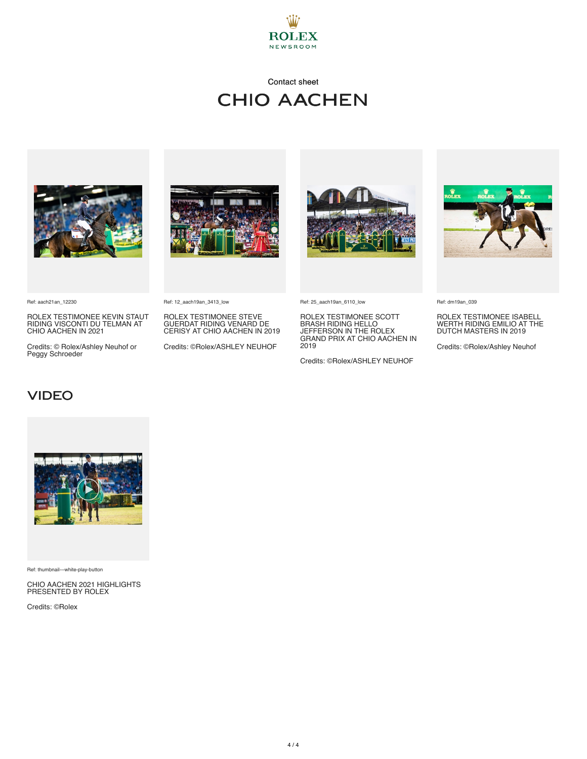Contact sheet

# CHIO AACHEN

Ref: aach21an_12230

ROLEX TESTIMONEE KEVIN STAUT RIDING VISCONTI DU TELMAN AT CHIO AACHEN IN 2021

Credits: © Rolex/Ashley Neuhof or Peggy Schroeder

Ref: 12_aach19an_3413_low

ROLEX TESTIMONEE STEVE GUERDAT RIDING VENARD DE CERISY AT CHIO AACHEN IN 2019

Credits: ©Rolex/ASHLEY NEUHOF

Ref: 25_aach19an_6110_low

ROLEX TESTIMONEE SCOTT BRASH RIDING HELLO JEFFERSON IN THE ROLEX GRAND PRIX AT CHIO AACHEN IN 2019

Credits: ©Rolex/ASHLEY NEUHOF

Ref: dm19an_039

ROLEX TESTIMONEE ISABELL WERTH RIDING EMILIO AT THE DUTCH MASTERS IN 2019

Credits: ©Rolex/Ashley Neuhof

## VIDEO

Ref: thumbnail---white-play-button

CHIO AACHEN 2021 HIGHLIGHTS PRESENTED BY ROLEX

Credits: ©Rolex